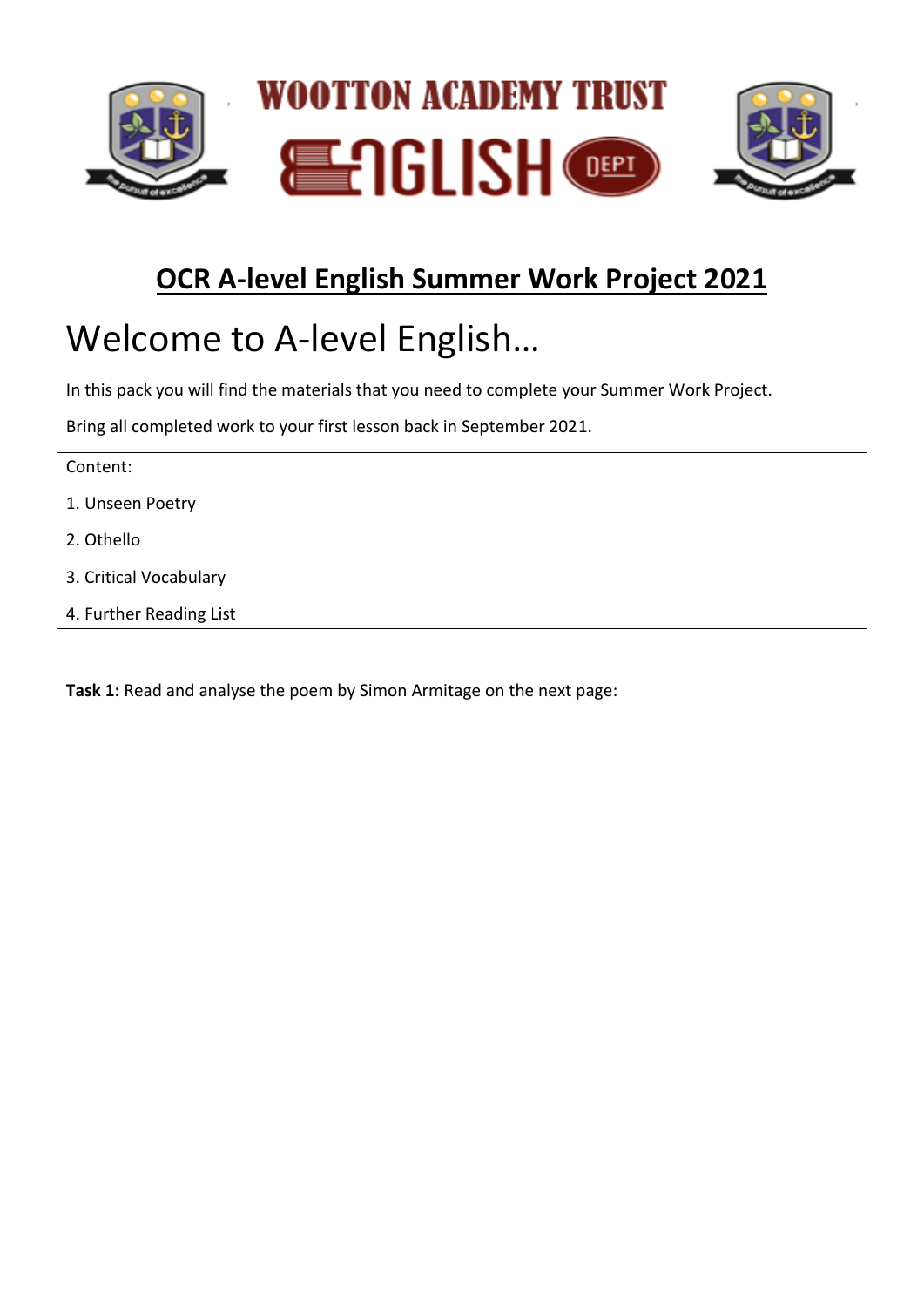# WOOTTON ACADEMY TRUST

# ENGLISH DEPT

## OCR A-level English Summer Work Project 2021

# Welcome to A-level English…

In this pack you will find the materials that you need to complete your Summer Work Project.

Bring all completed work to your first lesson back in September 2021.

| Content: |
| --- |
| 1. Unseen Poetry |
| 2. Othello |
| 3. Critical Vocabulary |
| 4. Further Reading List |

**Task 1:** Read and analyse the poem by Simon Armitage on the next page: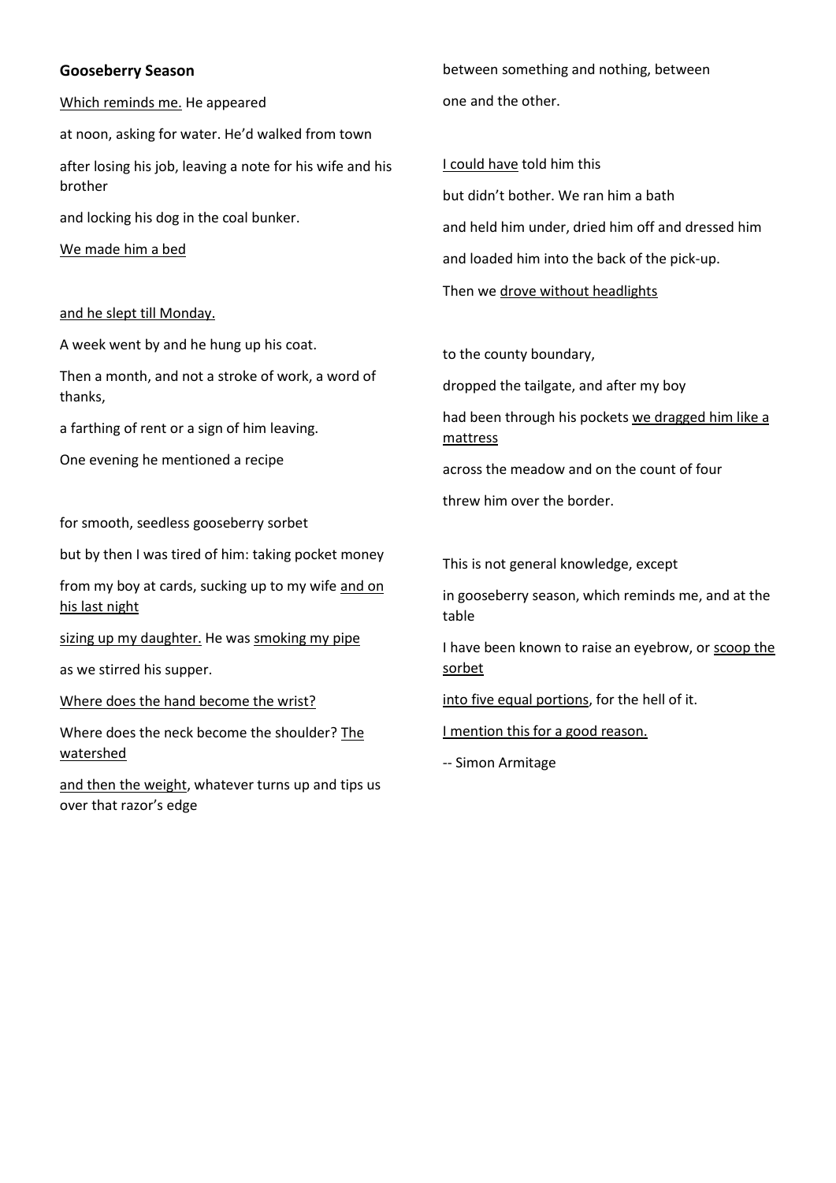**Gooseberry Season**

<u>Which reminds me.</u> He appeared

at noon, asking for water. He'd walked from town

after losing his job, leaving a note for his wife and his brother

and locking his dog in the coal bunker.

<u>We made him a bed</u>

<u>and he slept till Monday.</u>

A week went by and he hung up his coat.

Then a month, and not a stroke of work, a word of thanks,

a farthing of rent or a sign of him leaving.

One evening he mentioned a recipe

for smooth, seedless gooseberry sorbet

but by then I was tired of him: taking pocket money

from my boy at cards, sucking up to my wife <u>and on his last night</u>

<u>sizing up my daughter.</u> He was <u>smoking my pipe</u>

as we stirred his supper.

<u>Where does the hand become the wrist?</u>

Where does the neck become the shoulder? <u>The watershed</u>

<u>and then the weight</u>, whatever turns up and tips us over that razor's edge

between something and nothing, between

one and the other.

<u>I could have</u> told him this

but didn't bother. We ran him a bath

and held him under, dried him off and dressed him

and loaded him into the back of the pick-up.

Then we <u>drove without headlights</u>

to the county boundary,

dropped the tailgate, and after my boy

had been through his pockets <u>we dragged him like a mattress</u>

across the meadow and on the count of four

threw him over the border.

This is not general knowledge, except

in gooseberry season, which reminds me, and at the table

I have been known to raise an eyebrow, or <u>scoop the sorbet</u>

<u>into five equal portions</u>, for the hell of it.

<u>I mention this for a good reason.</u>

-- Simon Armitage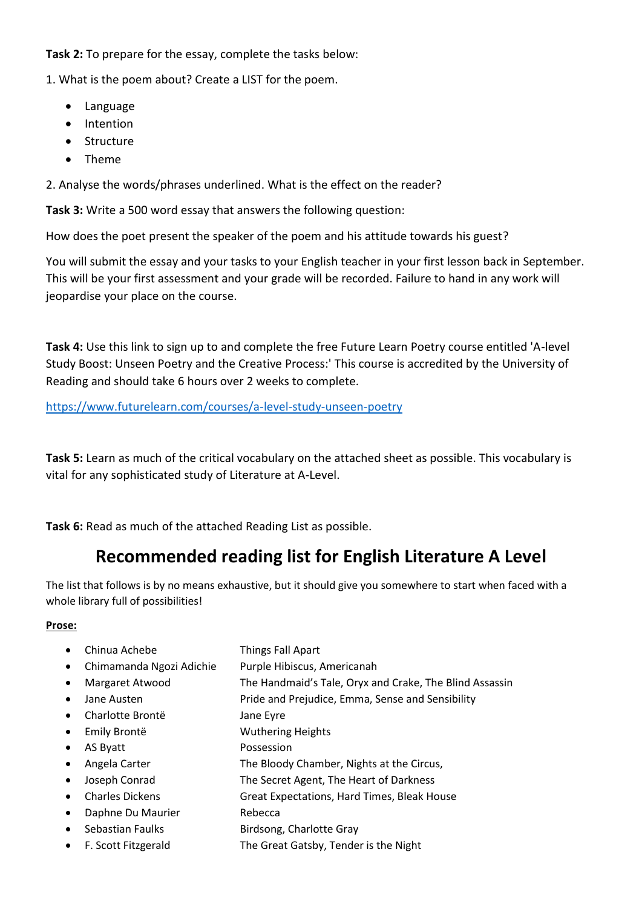**Task 2:** To prepare for the essay, complete the tasks below:

1. What is the poem about? Create a LIST for the poem.

- Language
- Intention
- Structure
- Theme

2. Analyse the words/phrases underlined. What is the effect on the reader?

**Task 3:** Write a 500 word essay that answers the following question:

How does the poet present the speaker of the poem and his attitude towards his guest?

You will submit the essay and your tasks to your English teacher in your first lesson back in September. This will be your first assessment and your grade will be recorded. Failure to hand in any work will jeopardise your place on the course.

**Task 4:** Use this link to sign up to and complete the free Future Learn Poetry course entitled 'A-level Study Boost: Unseen Poetry and the Creative Process:' This course is accredited by the University of Reading and should take 6 hours over 2 weeks to complete.

https://www.futurelearn.com/courses/a-level-study-unseen-poetry

**Task 5:** Learn as much of the critical vocabulary on the attached sheet as possible. This vocabulary is vital for any sophisticated study of Literature at A-Level.

**Task 6:** Read as much of the attached Reading List as possible.

# Recommended reading list for English Literature A Level

The list that follows is by no means exhaustive, but it should give you somewhere to start when faced with a whole library full of possibilities!

**Prose:**

- Chinua Achebe — Things Fall Apart
- Chimamanda Ngozi Adichie — Purple Hibiscus, Americanah
- Margaret Atwood — The Handmaid's Tale, Oryx and Crake, The Blind Assassin
- Jane Austen — Pride and Prejudice, Emma, Sense and Sensibility
- Charlotte Brontë — Jane Eyre
- Emily Brontë — Wuthering Heights
- AS Byatt — Possession
- Angela Carter — The Bloody Chamber, Nights at the Circus,
- Joseph Conrad — The Secret Agent, The Heart of Darkness
- Charles Dickens — Great Expectations, Hard Times, Bleak House
- Daphne Du Maurier — Rebecca
- Sebastian Faulks — Birdsong, Charlotte Gray
- F. Scott Fitzgerald — The Great Gatsby, Tender is the Night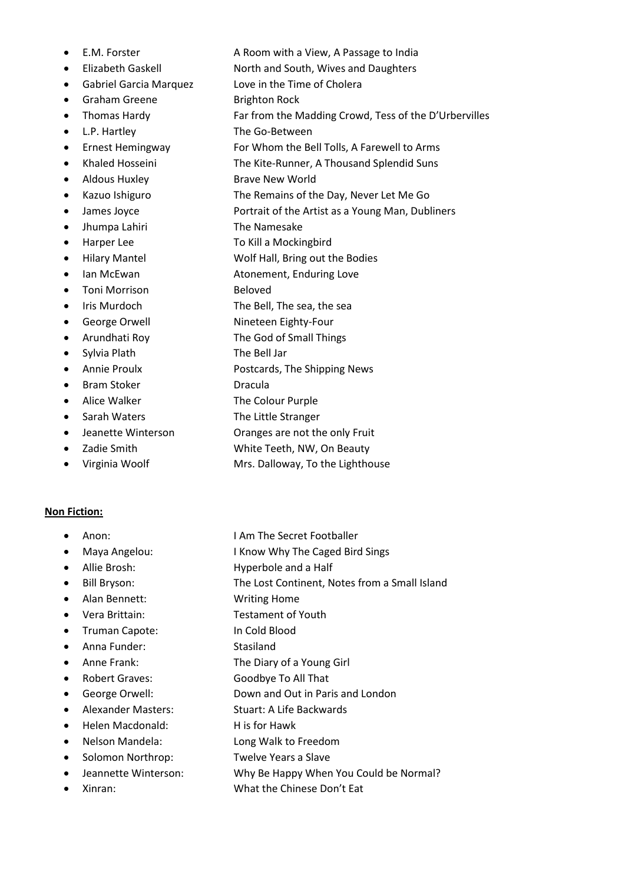- E.M. Forster — A Room with a View, A Passage to India
- Elizabeth Gaskell — North and South, Wives and Daughters
- Gabriel Garcia Marquez — Love in the Time of Cholera
- Graham Greene — Brighton Rock
- Thomas Hardy — Far from the Madding Crowd, Tess of the D'Urbervilles
- L.P. Hartley — The Go-Between
- Ernest Hemingway — For Whom the Bell Tolls, A Farewell to Arms
- Khaled Hosseini — The Kite-Runner, A Thousand Splendid Suns
- Aldous Huxley — Brave New World
- Kazuo Ishiguro — The Remains of the Day, Never Let Me Go
- James Joyce — Portrait of the Artist as a Young Man, Dubliners
- Jhumpa Lahiri — The Namesake
- Harper Lee — To Kill a Mockingbird
- Hilary Mantel — Wolf Hall, Bring out the Bodies
- Ian McEwan — Atonement, Enduring Love
- Toni Morrison — Beloved
- Iris Murdoch — The Bell, The sea, the sea
- George Orwell — Nineteen Eighty-Four
- Arundhati Roy — The God of Small Things
- Sylvia Plath — The Bell Jar
- Annie Proulx — Postcards, The Shipping News
- Bram Stoker — Dracula
- Alice Walker — The Colour Purple
- Sarah Waters — The Little Stranger
- Jeanette Winterson — Oranges are not the only Fruit
- Zadie Smith — White Teeth, NW, On Beauty
- Virginia Woolf — Mrs. Dalloway, To the Lighthouse

**Non Fiction:**

- Anon: — I Am The Secret Footballer
- Maya Angelou: — I Know Why The Caged Bird Sings
- Allie Brosh: — Hyperbole and a Half
- Bill Bryson: — The Lost Continent, Notes from a Small Island
- Alan Bennett: — Writing Home
- Vera Brittain: — Testament of Youth
- Truman Capote: — In Cold Blood
- Anna Funder: — Stasiland
- Anne Frank: — The Diary of a Young Girl
- Robert Graves: — Goodbye To All That
- George Orwell: — Down and Out in Paris and London
- Alexander Masters: — Stuart: A Life Backwards
- Helen Macdonald: — H is for Hawk
- Nelson Mandela: — Long Walk to Freedom
- Solomon Northrop: — Twelve Years a Slave
- Jeannette Winterson: — Why Be Happy When You Could be Normal?
- Xinran: — What the Chinese Don't Eat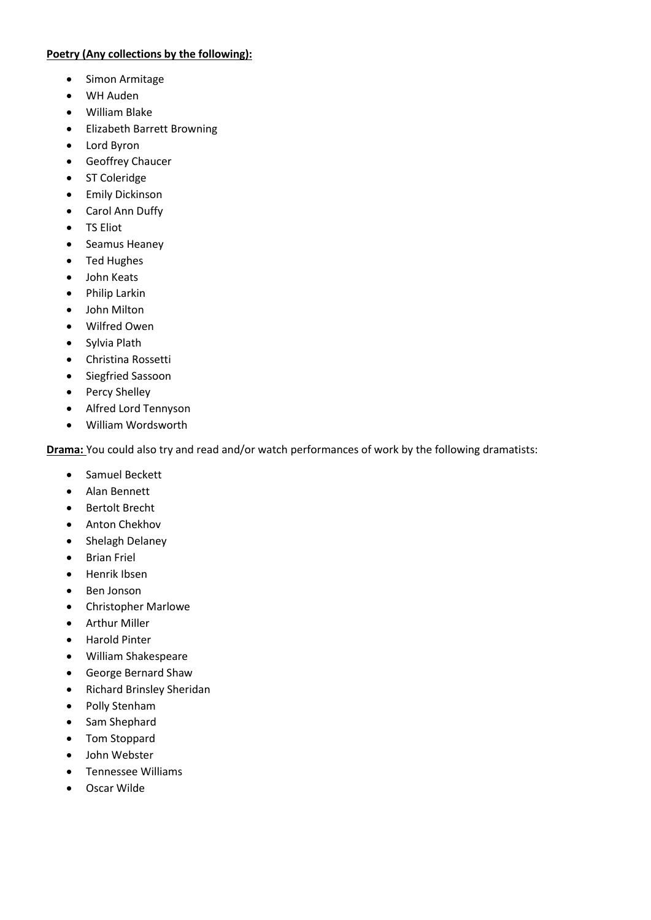**Poetry (Any collections by the following):**

- Simon Armitage
- WH Auden
- William Blake
- Elizabeth Barrett Browning
- Lord Byron
- Geoffrey Chaucer
- ST Coleridge
- Emily Dickinson
- Carol Ann Duffy
- TS Eliot
- Seamus Heaney
- Ted Hughes
- John Keats
- Philip Larkin
- John Milton
- Wilfred Owen
- Sylvia Plath
- Christina Rossetti
- Siegfried Sassoon
- Percy Shelley
- Alfred Lord Tennyson
- William Wordsworth

**Drama:** You could also try and read and/or watch performances of work by the following dramatists:

- Samuel Beckett
- Alan Bennett
- Bertolt Brecht
- Anton Chekhov
- Shelagh Delaney
- Brian Friel
- Henrik Ibsen
- Ben Jonson
- Christopher Marlowe
- Arthur Miller
- Harold Pinter
- William Shakespeare
- George Bernard Shaw
- Richard Brinsley Sheridan
- Polly Stenham
- Sam Shephard
- Tom Stoppard
- John Webster
- Tennessee Williams
- Oscar Wilde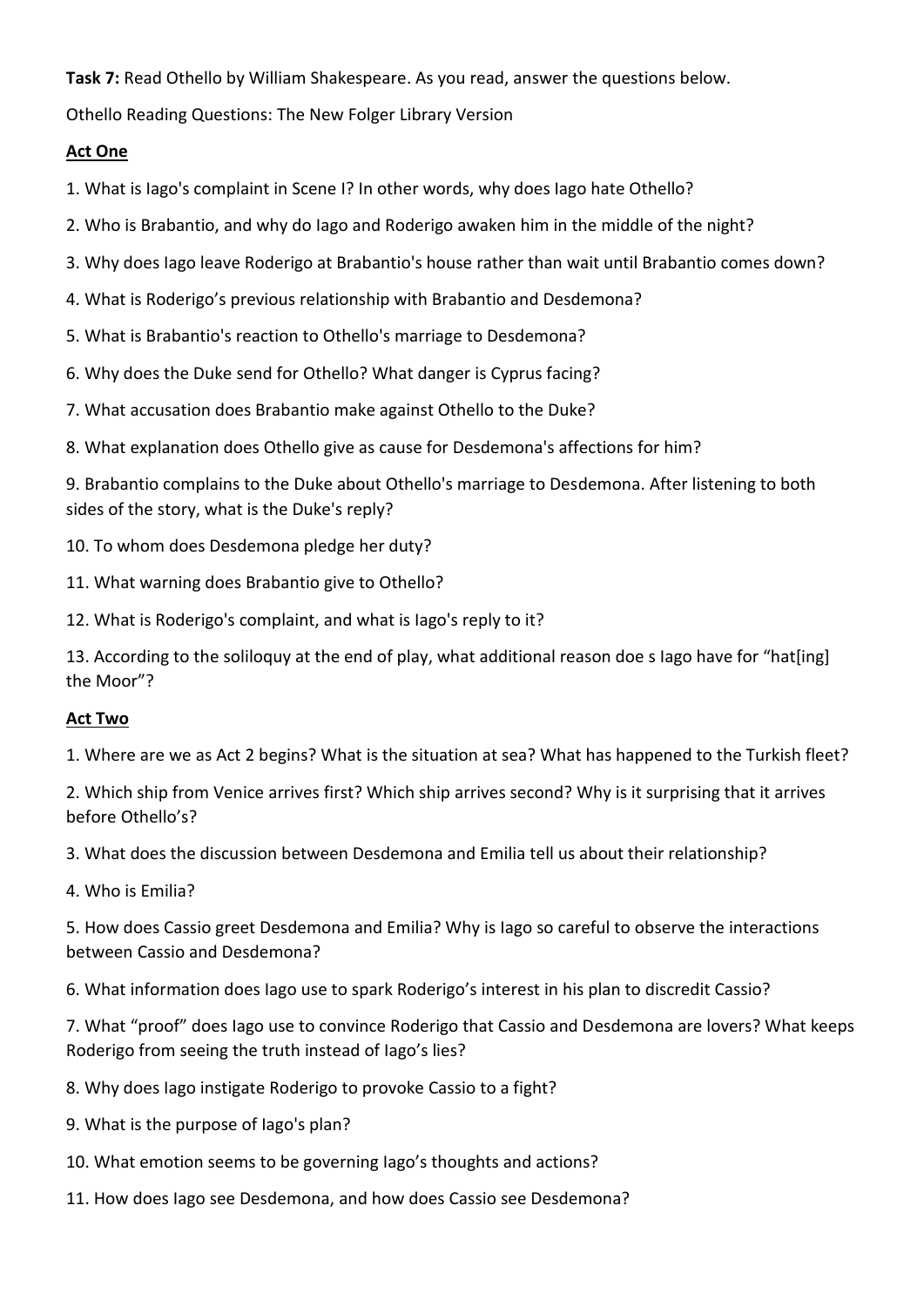**Task 7:** Read Othello by William Shakespeare. As you read, answer the questions below.

Othello Reading Questions: The New Folger Library Version

**Act One**

1. What is Iago's complaint in Scene I? In other words, why does Iago hate Othello?
2. Who is Brabantio, and why do Iago and Roderigo awaken him in the middle of the night?
3. Why does Iago leave Roderigo at Brabantio's house rather than wait until Brabantio comes down?
4. What is Roderigo's previous relationship with Brabantio and Desdemona?
5. What is Brabantio's reaction to Othello's marriage to Desdemona?
6. Why does the Duke send for Othello? What danger is Cyprus facing?
7. What accusation does Brabantio make against Othello to the Duke?
8. What explanation does Othello give as cause for Desdemona's affections for him?
9. Brabantio complains to the Duke about Othello's marriage to Desdemona. After listening to both sides of the story, what is the Duke's reply?
10. To whom does Desdemona pledge her duty?
11. What warning does Brabantio give to Othello?
12. What is Roderigo's complaint, and what is Iago's reply to it?
13. According to the soliloquy at the end of play, what additional reason doe s Iago have for "hat[ing] the Moor"?

**Act Two**

1. Where are we as Act 2 begins? What is the situation at sea? What has happened to the Turkish fleet?
2. Which ship from Venice arrives first? Which ship arrives second? Why is it surprising that it arrives before Othello's?
3. What does the discussion between Desdemona and Emilia tell us about their relationship?
4. Who is Emilia?
5. How does Cassio greet Desdemona and Emilia? Why is Iago so careful to observe the interactions between Cassio and Desdemona?
6. What information does Iago use to spark Roderigo's interest in his plan to discredit Cassio?
7. What "proof" does Iago use to convince Roderigo that Cassio and Desdemona are lovers? What keeps Roderigo from seeing the truth instead of Iago's lies?
8. Why does Iago instigate Roderigo to provoke Cassio to a fight?
9. What is the purpose of Iago's plan?
10. What emotion seems to be governing Iago's thoughts and actions?
11. How does Iago see Desdemona, and how does Cassio see Desdemona?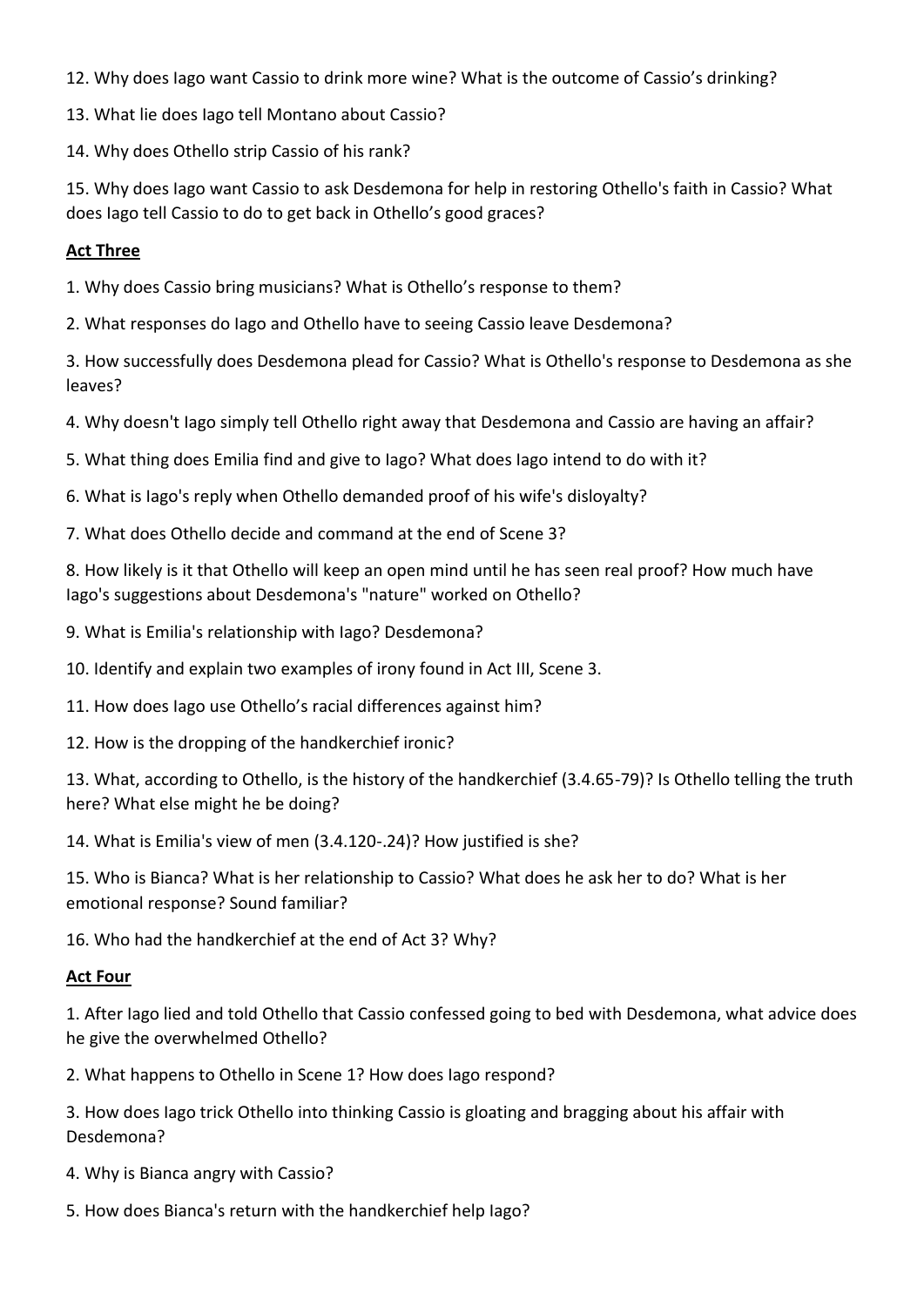12. Why does Iago want Cassio to drink more wine? What is the outcome of Cassio's drinking?

13. What lie does Iago tell Montano about Cassio?

14. Why does Othello strip Cassio of his rank?

15. Why does Iago want Cassio to ask Desdemona for help in restoring Othello's faith in Cassio? What does Iago tell Cassio to do to get back in Othello's good graces?

**Act Three**

1. Why does Cassio bring musicians? What is Othello's response to them?

2. What responses do Iago and Othello have to seeing Cassio leave Desdemona?

3. How successfully does Desdemona plead for Cassio? What is Othello's response to Desdemona as she leaves?

4. Why doesn't Iago simply tell Othello right away that Desdemona and Cassio are having an affair?

5. What thing does Emilia find and give to Iago? What does Iago intend to do with it?

6. What is Iago's reply when Othello demanded proof of his wife's disloyalty?

7. What does Othello decide and command at the end of Scene 3?

8. How likely is it that Othello will keep an open mind until he has seen real proof? How much have Iago's suggestions about Desdemona's "nature" worked on Othello?

9. What is Emilia's relationship with Iago? Desdemona?

10. Identify and explain two examples of irony found in Act III, Scene 3.

11. How does Iago use Othello's racial differences against him?

12. How is the dropping of the handkerchief ironic?

13. What, according to Othello, is the history of the handkerchief (3.4.65-79)? Is Othello telling the truth here? What else might he be doing?

14. What is Emilia's view of men (3.4.120-.24)? How justified is she?

15. Who is Bianca? What is her relationship to Cassio? What does he ask her to do? What is her emotional response? Sound familiar?

16. Who had the handkerchief at the end of Act 3? Why?

**Act Four**

1. After Iago lied and told Othello that Cassio confessed going to bed with Desdemona, what advice does he give the overwhelmed Othello?

2. What happens to Othello in Scene 1? How does Iago respond?

3. How does Iago trick Othello into thinking Cassio is gloating and bragging about his affair with Desdemona?

4. Why is Bianca angry with Cassio?

5. How does Bianca's return with the handkerchief help Iago?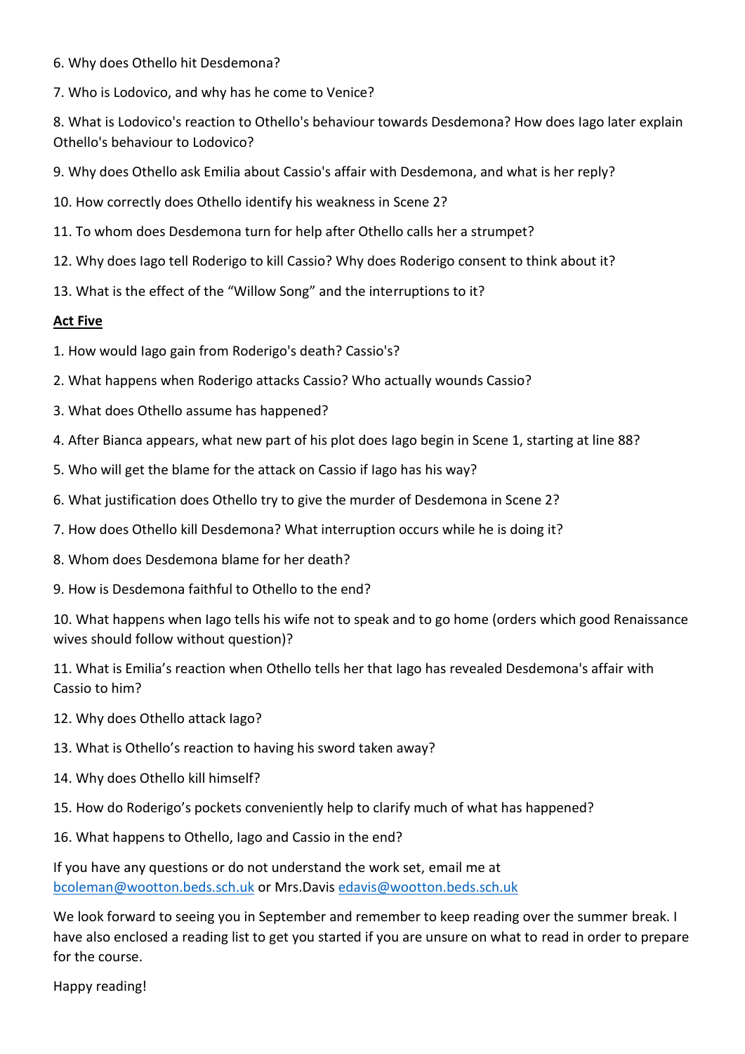6. Why does Othello hit Desdemona?

7. Who is Lodovico, and why has he come to Venice?

8. What is Lodovico's reaction to Othello's behaviour towards Desdemona? How does Iago later explain Othello's behaviour to Lodovico?

9. Why does Othello ask Emilia about Cassio's affair with Desdemona, and what is her reply?

10. How correctly does Othello identify his weakness in Scene 2?

11. To whom does Desdemona turn for help after Othello calls her a strumpet?

12. Why does Iago tell Roderigo to kill Cassio? Why does Roderigo consent to think about it?

13. What is the effect of the "Willow Song" and the interruptions to it?

**Act Five**

1. How would Iago gain from Roderigo's death? Cassio's?

2. What happens when Roderigo attacks Cassio? Who actually wounds Cassio?

3. What does Othello assume has happened?

4. After Bianca appears, what new part of his plot does Iago begin in Scene 1, starting at line 88?

5. Who will get the blame for the attack on Cassio if Iago has his way?

6. What justification does Othello try to give the murder of Desdemona in Scene 2?

7. How does Othello kill Desdemona? What interruption occurs while he is doing it?

8. Whom does Desdemona blame for her death?

9. How is Desdemona faithful to Othello to the end?

10. What happens when Iago tells his wife not to speak and to go home (orders which good Renaissance wives should follow without question)?

11. What is Emilia's reaction when Othello tells her that Iago has revealed Desdemona's affair with Cassio to him?

12. Why does Othello attack Iago?

13. What is Othello's reaction to having his sword taken away?

14. Why does Othello kill himself?

15. How do Roderigo's pockets conveniently help to clarify much of what has happened?

16. What happens to Othello, Iago and Cassio in the end?

If you have any questions or do not understand the work set, email me at bcoleman@wootton.beds.sch.uk or Mrs.Davis edavis@wootton.beds.sch.uk

We look forward to seeing you in September and remember to keep reading over the summer break. I have also enclosed a reading list to get you started if you are unsure on what to read in order to prepare for the course.

Happy reading!